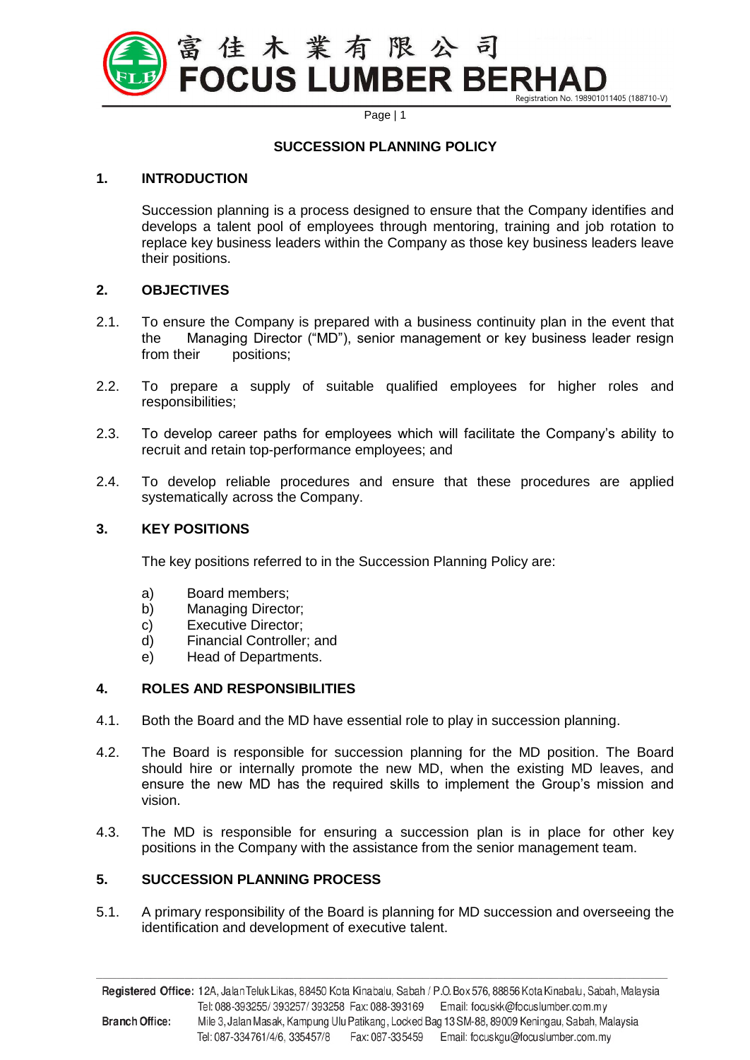# SUCCESSION PLANNING POLICY

## 1. INTRODUCTION

Succession planning is a process designed to ensure that the Company identifies and develops a talent pool of employees through mentoring, training and job rotation to replace key business leaders within the Company as those key business leaders leave their positions.

## 2. OBJECTIVES

2.1. To ensure the Company is prepared with a business continuity plan in the event that the Managing Director ("MD"), senior management or key business leader resign from their positions;

2.2. To prepare a supply of suitable qualified employees for higher roles and responsibilities;

2.3. To develop career paths for employees which will facilitate the Company's ability to recruit and retain top-performance employees; and

2.4. To develop reliable procedures and ensure that these procedures are applied systematically across the Company.

## 3. KEY POSITIONS

The key positions referred to in the Succession Planning Policy are:

a) Board members;
b) Managing Director;
c) Executive Director;
d) Financial Controller; and
e) Head of Departments.

## 4. ROLES AND RESPONSIBILITIES

4.1. Both the Board and the MD have essential role to play in succession planning.

4.2. The Board is responsible for succession planning for the MD position. The Board should hire or internally promote the new MD, when the existing MD leaves, and ensure the new MD has the required skills to implement the Group's mission and vision.

4.3. The MD is responsible for ensuring a succession plan is in place for other key positions in the Company with the assistance from the senior management team.

## 5. SUCCESSION PLANNING PROCESS

5.1. A primary responsibility of the Board is planning for MD succession and overseeing the identification and development of executive talent.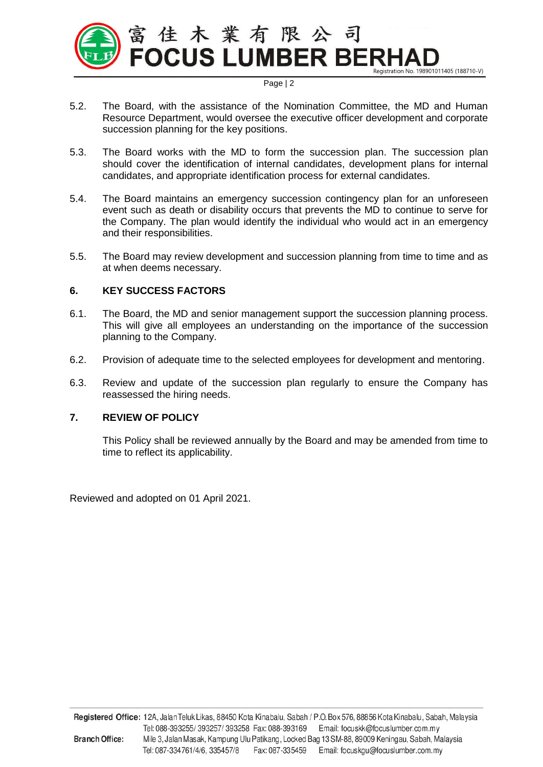5.2. The Board, with the assistance of the Nomination Committee, the MD and Human Resource Department, would oversee the executive officer development and corporate succession planning for the key positions.

5.3. The Board works with the MD to form the succession plan. The succession plan should cover the identification of internal candidates, development plans for internal candidates, and appropriate identification process for external candidates.

5.4. The Board maintains an emergency succession contingency plan for an unforeseen event such as death or disability occurs that prevents the MD to continue to serve for the Company. The plan would identify the individual who would act in an emergency and their responsibilities.

5.5. The Board may review development and succession planning from time to time and as at when deems necessary.

## 6. KEY SUCCESS FACTORS

6.1. The Board, the MD and senior management support the succession planning process. This will give all employees an understanding on the importance of the succession planning to the Company.

6.2. Provision of adequate time to the selected employees for development and mentoring.

6.3. Review and update of the succession plan regularly to ensure the Company has reassessed the hiring needs.

## 7. REVIEW OF POLICY

This Policy shall be reviewed annually by the Board and may be amended from time to time to reflect its applicability.

Reviewed and adopted on 01 April 2021.